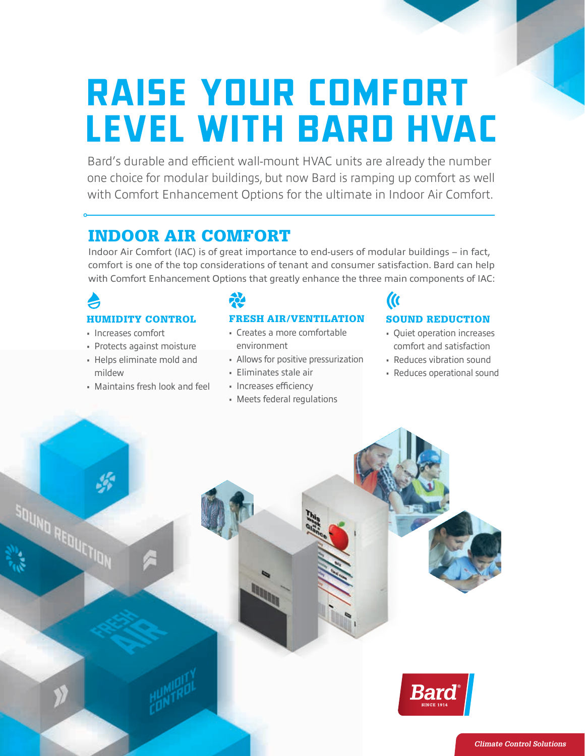# RAISE YOUR COMFORT LEVEL WITH BARD HVAC

Bard's durable and efficient wall-mount HVAC units are already the number one choice for modular buildings, but now Bard is ramping up comfort as well with Comfort Enhancement Options for the ultimate in Indoor Air Comfort.

## INDOOR AIR COMFORT

Indoor Air Comfort (IAC) is of great importance to end-users of modular buildings – in fact, comfort is one of the top considerations of tenant and consumer satisfaction. Bard can help with Comfort Enhancement Options that greatly enhance the three main components of IAC:

### HUMIDITY CONTROL

- Increases comfort
- Protects against moisture
- Helps eliminate mold and mildew
- Maintains fresh look and feel

### FRESH AIR/VENTILATION

- Creates a more comfortable environment
- Allows for positive pressurization
- Eliminates stale air
- Increases efficiency
- Meets federal regulations

### SOUND REDUCTION

- Quiet operation increases comfort and satisfaction
- Reduces vibration sound
- Reduces operational sound

Bard® SINCE 1914

*Climate Control Solutions*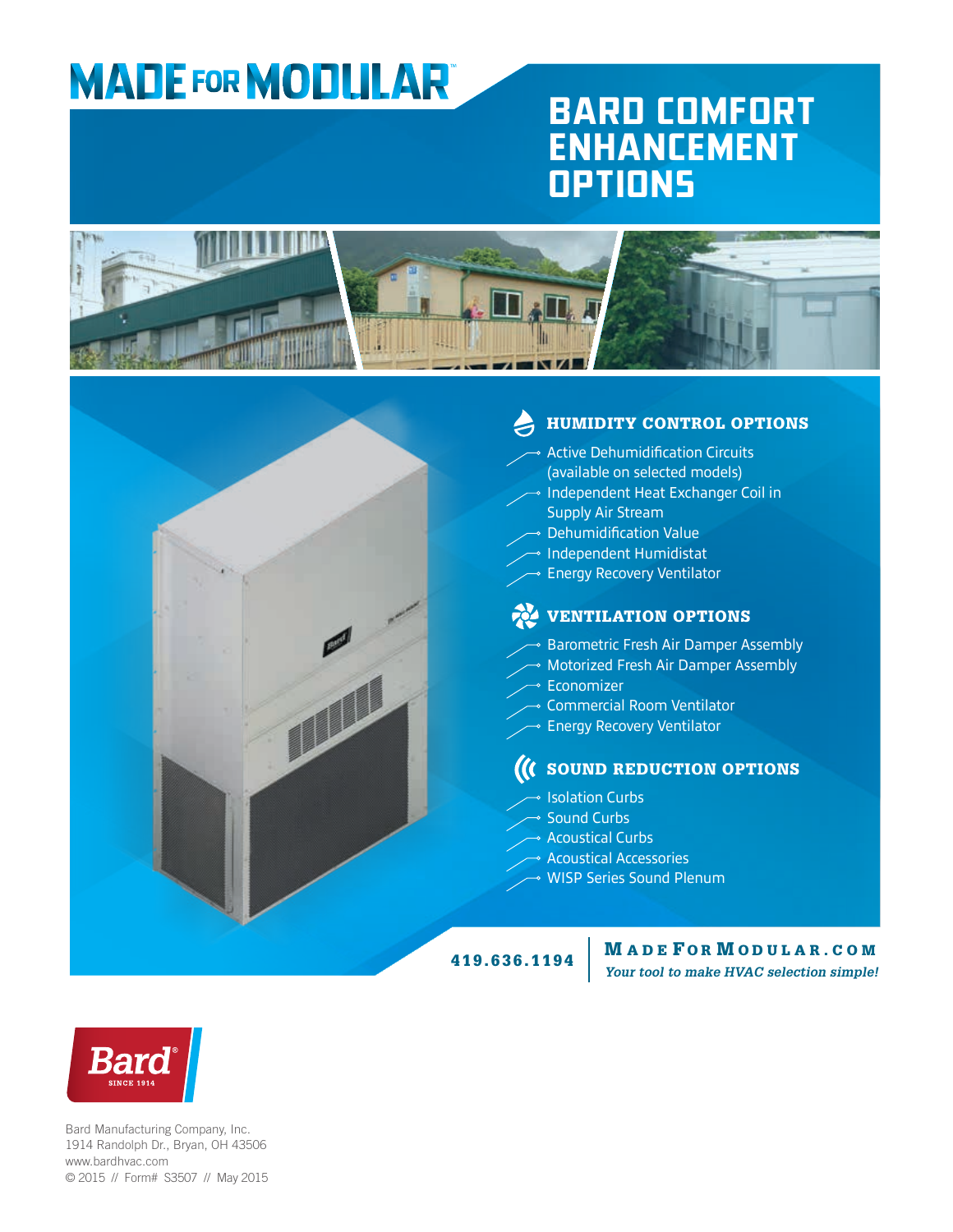MADE FOR MODULAR™

# BARD COMFORT ENHANCEMENT OPTIONS

## HUMIDITY CONTROL OPTIONS

- Active Dehumidification Circuits (available on selected models)
- Independent Heat Exchanger Coil in Supply Air Stream
- Dehumidification Value
- Independent Humidistat
- Energy Recovery Ventilator

## VENTILATION OPTIONS

- Barometric Fresh Air Damper Assembly
- Motorized Fresh Air Damper Assembly
- Economizer
- Commercial Room Ventilator
- Energy Recovery Ventilator

## SOUND REDUCTION OPTIONS

- Isolation Curbs
- Sound Curbs
- Acoustical Curbs
- Acoustical Accessories
- WISP Series Sound Plenum

**419.636.1194**

**MADEFORMODULAR.COM**

***Your tool to make HVAC selection simple!***

Bard® SINCE 1914

Bard Manufacturing Company, Inc.
1914 Randolph Dr., Bryan, OH 43506
www.bardhvac.com
© 2015 // Form# S3507 // May 2015